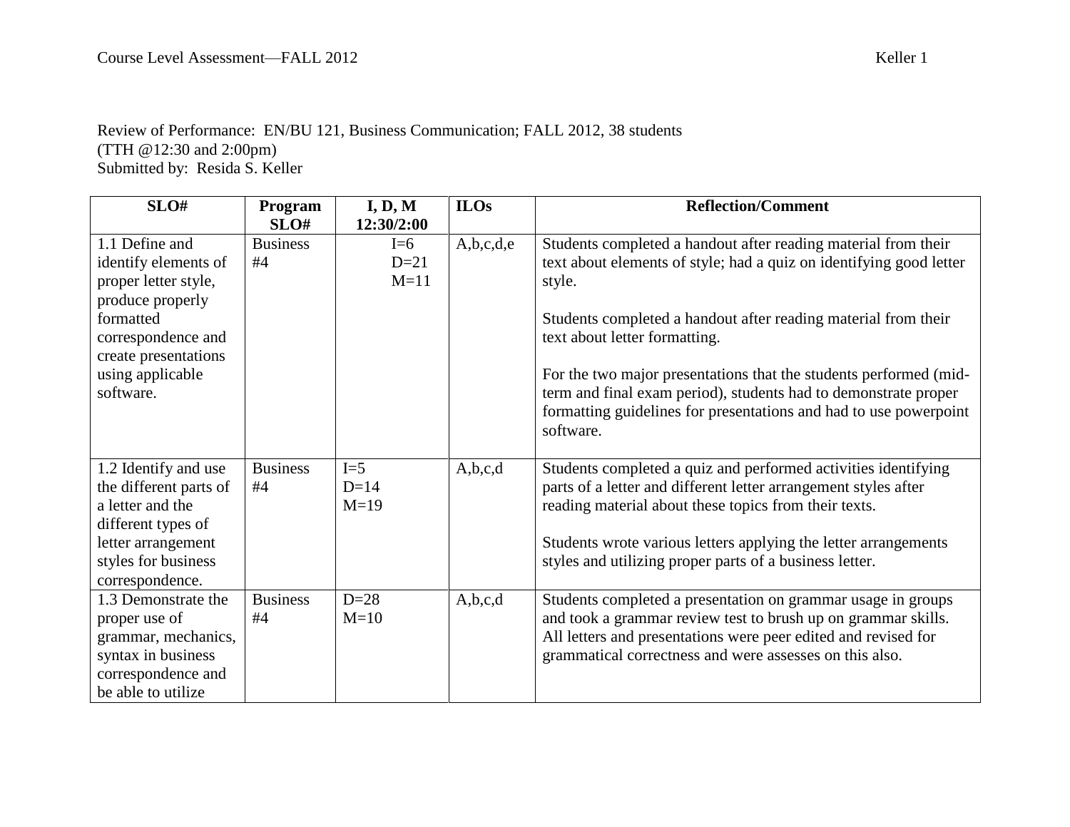Review of Performance: EN/BU 121, Business Communication; FALL 2012, 38 students
(TTH @12:30 and 2:00pm)
Submitted by: Resida S. Keller

| SLO# | Program SLO# | I, D, M 12:30/2:00 | ILOs | Reflection/Comment |
|---|---|---|---|---|
| 1.1 Define and identify elements of proper letter style, produce properly formatted correspondence and create presentations using applicable software. | Business #4 | I=6<br>D=21<br>M=11 | A,b,c,d,e | Students completed a handout after reading material from their text about elements of style; had a quiz on identifying good letter style.<br><br>Students completed a handout after reading material from their text about letter formatting.<br><br>For the two major presentations that the students performed (mid-term and final exam period), students had to demonstrate proper formatting guidelines for presentations and had to use powerpoint software. |
| 1.2 Identify and use the different parts of a letter and the different types of letter arrangement styles for business correspondence. | Business #4 | I=5<br>D=14<br>M=19 | A,b,c,d | Students completed a quiz and performed activities identifying parts of a letter and different letter arrangement styles after reading material about these topics from their texts.<br><br>Students wrote various letters applying the letter arrangements styles and utilizing proper parts of a business letter. |
| 1.3 Demonstrate the proper use of grammar, mechanics, syntax in business correspondence and be able to utilize | Business #4 | D=28<br>M=10 | A,b,c,d | Students completed a presentation on grammar usage in groups and took a grammar review test to brush up on grammar skills. All letters and presentations were peer edited and revised for grammatical correctness and were assesses on this also. |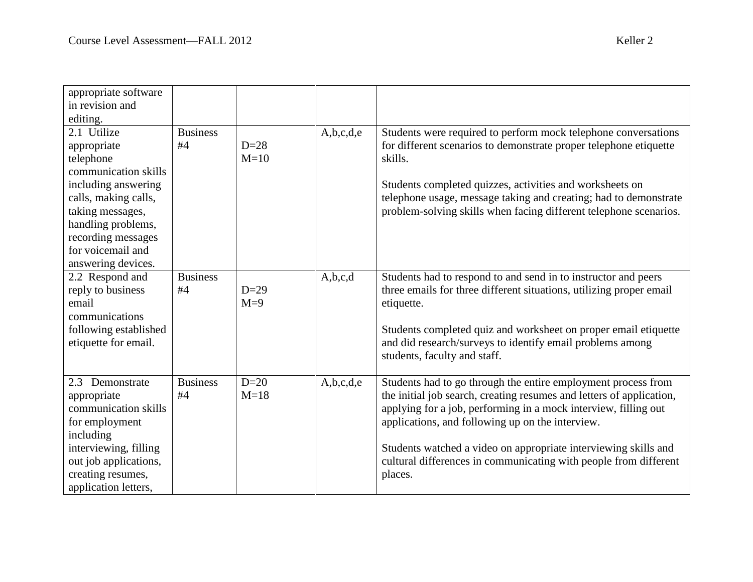| | | | | |
|---|---|---|---|---|
| appropriate software in revision and editing. | | | | |
| 2.1 Utilize appropriate telephone communication skills including answering calls, making calls, taking messages, handling problems, recording messages for voicemail and answering devices. | Business #4 | D=28<br>M=10 | A,b,c,d,e | Students were required to perform mock telephone conversations for different scenarios to demonstrate proper telephone etiquette skills.<br><br>Students completed quizzes, activities and worksheets on telephone usage, message taking and creating; had to demonstrate problem-solving skills when facing different telephone scenarios. |
| 2.2 Respond and reply to business email communications following established etiquette for email. | Business #4 | D=29<br>M=9 | A,b,c,d | Students had to respond to and send in to instructor and peers three emails for three different situations, utilizing proper email etiquette.<br><br>Students completed quiz and worksheet on proper email etiquette and did research/surveys to identify email problems among students, faculty and staff. |
| 2.3 Demonstrate appropriate communication skills for employment including interviewing, filling out job applications, creating resumes, application letters, | Business #4 | D=20<br>M=18 | A,b,c,d,e | Students had to go through the entire employment process from the initial job search, creating resumes and letters of application, applying for a job, performing in a mock interview, filling out applications, and following up on the interview.<br><br>Students watched a video on appropriate interviewing skills and cultural differences in communicating with people from different places. |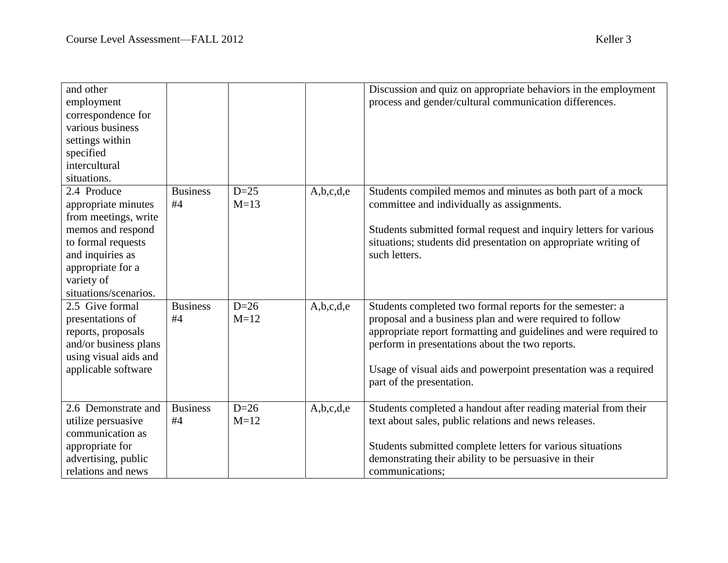| | | | | |
|---|---|---|---|---|
| and other employment correspondence for various business settings within specified intercultural situations. | | | | Discussion and quiz on appropriate behaviors in the employment process and gender/cultural communication differences. |
| 2.4 Produce appropriate minutes from meetings, write memos and respond to formal requests and inquiries as appropriate for a variety of situations/scenarios. | Business #4 | D=25 M=13 | A,b,c,d,e | Students compiled memos and minutes as both part of a mock committee and individually as assignments. <br><br> Students submitted formal request and inquiry letters for various situations; students did presentation on appropriate writing of such letters. |
| 2.5 Give formal presentations of reports, proposals and/or business plans using visual aids and applicable software | Business #4 | D=26 M=12 | A,b,c,d,e | Students completed two formal reports for the semester: a proposal and a business plan and were required to follow appropriate report formatting and guidelines and were required to perform in presentations about the two reports. <br><br> Usage of visual aids and powerpoint presentation was a required part of the presentation. |
| 2.6 Demonstrate and utilize persuasive communication as appropriate for advertising, public relations and news | Business #4 | D=26 M=12 | A,b,c,d,e | Students completed a handout after reading material from their text about sales, public relations and news releases. <br><br> Students submitted complete letters for various situations demonstrating their ability to be persuasive in their communications; |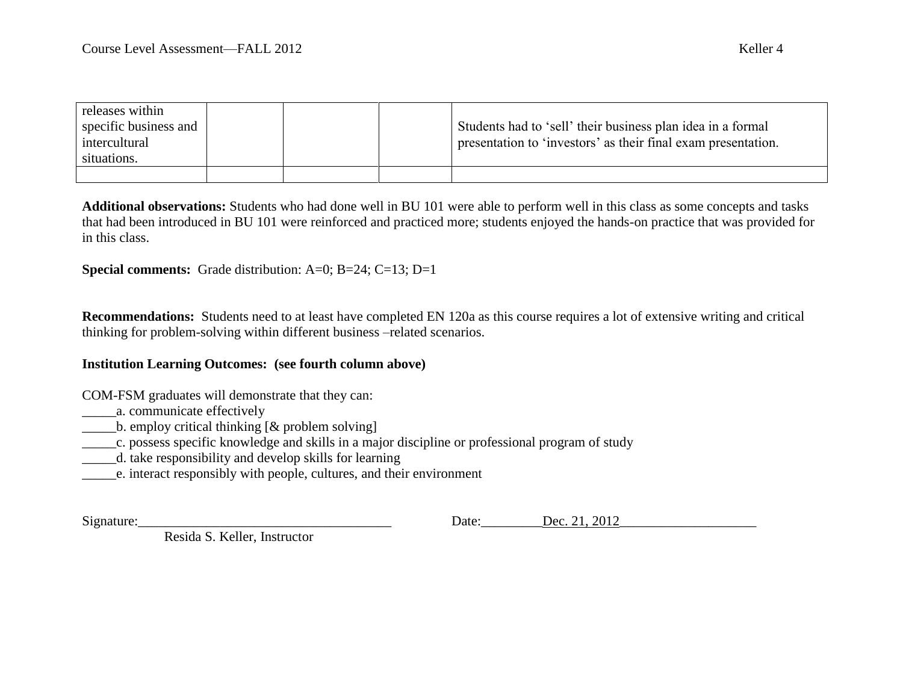| | | | | |
|---|---|---|---|---|
| releases within specific business and intercultural situations. | | | | Students had to 'sell' their business plan idea in a formal presentation to 'investors' as their final exam presentation. |
| | | | | |

**Additional observations:** Students who had done well in BU 101 were able to perform well in this class as some concepts and tasks that had been introduced in BU 101 were reinforced and practiced more; students enjoyed the hands-on practice that was provided for in this class.

**Special comments:** Grade distribution: A=0; B=24; C=13; D=1

**Recommendations:** Students need to at least have completed EN 120a as this course requires a lot of extensive writing and critical thinking for problem-solving within different business –related scenarios.

**Institution Learning Outcomes: (see fourth column above)**

COM-FSM graduates will demonstrate that they can:

_____a. communicate effectively
_____b. employ critical thinking [& problem solving]
_____c. possess specific knowledge and skills in a major discipline or professional program of study
_____d. take responsibility and develop skills for learning
_____e. interact responsibly with people, cultures, and their environment

Signature:_____________________________________ Date:_________Dec. 21, 2012____________________
Resida S. Keller, Instructor